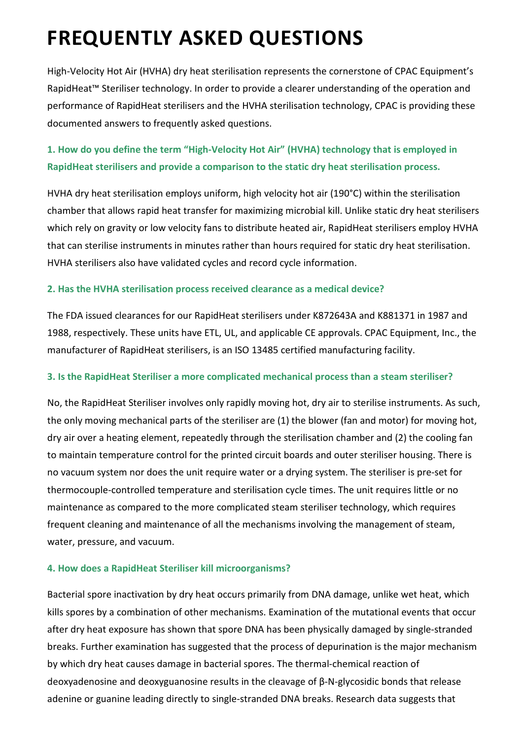# FREQUENTLY ASKED QUESTIONS

High-Velocity Hot Air (HVHA) dry heat sterilisation represents the cornerstone of CPAC Equipment's RapidHeat™ Steriliser technology. In order to provide a clearer understanding of the operation and performance of RapidHeat sterilisers and the HVHA sterilisation technology, CPAC is providing these documented answers to frequently asked questions.

### 1. How do you define the term "High-Velocity Hot Air" (HVHA) technology that is employed in RapidHeat sterilisers and provide a comparison to the static dry heat sterilisation process.

HVHA dry heat sterilisation employs uniform, high velocity hot air (190°C) within the sterilisation chamber that allows rapid heat transfer for maximizing microbial kill. Unlike static dry heat sterilisers which rely on gravity or low velocity fans to distribute heated air, RapidHeat sterilisers employ HVHA that can sterilise instruments in minutes rather than hours required for static dry heat sterilisation. HVHA sterilisers also have validated cycles and record cycle information.

### 2. Has the HVHA sterilisation process received clearance as a medical device?

The FDA issued clearances for our RapidHeat sterilisers under K872643A and K881371 in 1987 and 1988, respectively. These units have ETL, UL, and applicable CE approvals. CPAC Equipment, Inc., the manufacturer of RapidHeat sterilisers, is an ISO 13485 certified manufacturing facility.

### 3. Is the RapidHeat Steriliser a more complicated mechanical process than a steam steriliser?

No, the RapidHeat Steriliser involves only rapidly moving hot, dry air to sterilise instruments. As such, the only moving mechanical parts of the steriliser are (1) the blower (fan and motor) for moving hot, dry air over a heating element, repeatedly through the sterilisation chamber and (2) the cooling fan to maintain temperature control for the printed circuit boards and outer steriliser housing. There is no vacuum system nor does the unit require water or a drying system. The steriliser is pre-set for thermocouple-controlled temperature and sterilisation cycle times. The unit requires little or no maintenance as compared to the more complicated steam steriliser technology, which requires frequent cleaning and maintenance of all the mechanisms involving the management of steam, water, pressure, and vacuum.

### 4. How does a RapidHeat Steriliser kill microorganisms?

Bacterial spore inactivation by dry heat occurs primarily from DNA damage, unlike wet heat, which kills spores by a combination of other mechanisms. Examination of the mutational events that occur after dry heat exposure has shown that spore DNA has been physically damaged by single-stranded breaks. Further examination has suggested that the process of depurination is the major mechanism by which dry heat causes damage in bacterial spores. The thermal-chemical reaction of deoxyadenosine and deoxyguanosine results in the cleavage of β-N-glycosidic bonds that release adenine or guanine leading directly to single-stranded DNA breaks. Research data suggests that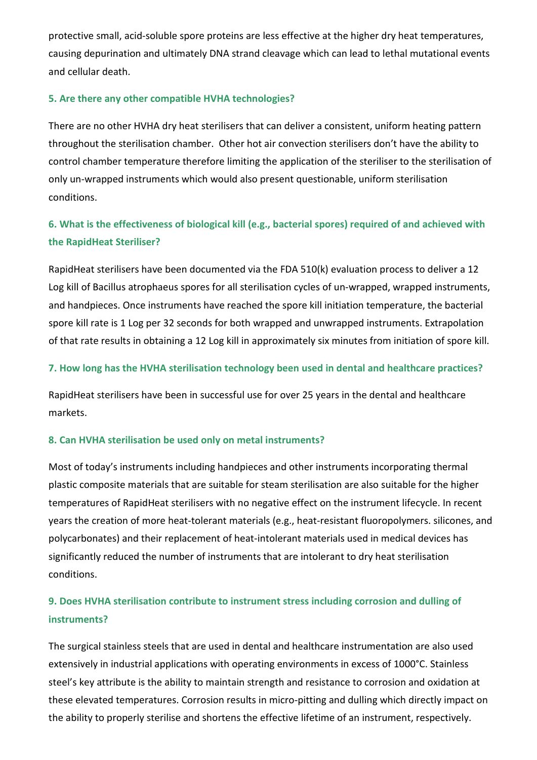protective small, acid-soluble spore proteins are less effective at the higher dry heat temperatures, causing depurination and ultimately DNA strand cleavage which can lead to lethal mutational events and cellular death.

### 5. Are there any other compatible HVHA technologies?

There are no other HVHA dry heat sterilisers that can deliver a consistent, uniform heating pattern throughout the sterilisation chamber. Other hot air convection sterilisers don't have the ability to control chamber temperature therefore limiting the application of the steriliser to the sterilisation of only un-wrapped instruments which would also present questionable, uniform sterilisation conditions.

### 6. What is the effectiveness of biological kill (e.g., bacterial spores) required of and achieved with the RapidHeat Steriliser?

RapidHeat sterilisers have been documented via the FDA 510(k) evaluation process to deliver a 12 Log kill of Bacillus atrophaeus spores for all sterilisation cycles of un-wrapped, wrapped instruments, and handpieces. Once instruments have reached the spore kill initiation temperature, the bacterial spore kill rate is 1 Log per 32 seconds for both wrapped and unwrapped instruments. Extrapolation of that rate results in obtaining a 12 Log kill in approximately six minutes from initiation of spore kill.

### 7. How long has the HVHA sterilisation technology been used in dental and healthcare practices?

RapidHeat sterilisers have been in successful use for over 25 years in the dental and healthcare markets.

### 8. Can HVHA sterilisation be used only on metal instruments?

Most of today's instruments including handpieces and other instruments incorporating thermal plastic composite materials that are suitable for steam sterilisation are also suitable for the higher temperatures of RapidHeat sterilisers with no negative effect on the instrument lifecycle. In recent years the creation of more heat-tolerant materials (e.g., heat-resistant fluoropolymers. silicones, and polycarbonates) and their replacement of heat-intolerant materials used in medical devices has significantly reduced the number of instruments that are intolerant to dry heat sterilisation conditions.

### 9. Does HVHA sterilisation contribute to instrument stress including corrosion and dulling of instruments?

The surgical stainless steels that are used in dental and healthcare instrumentation are also used extensively in industrial applications with operating environments in excess of 1000°C. Stainless steel's key attribute is the ability to maintain strength and resistance to corrosion and oxidation at these elevated temperatures. Corrosion results in micro-pitting and dulling which directly impact on the ability to properly sterilise and shortens the effective lifetime of an instrument, respectively.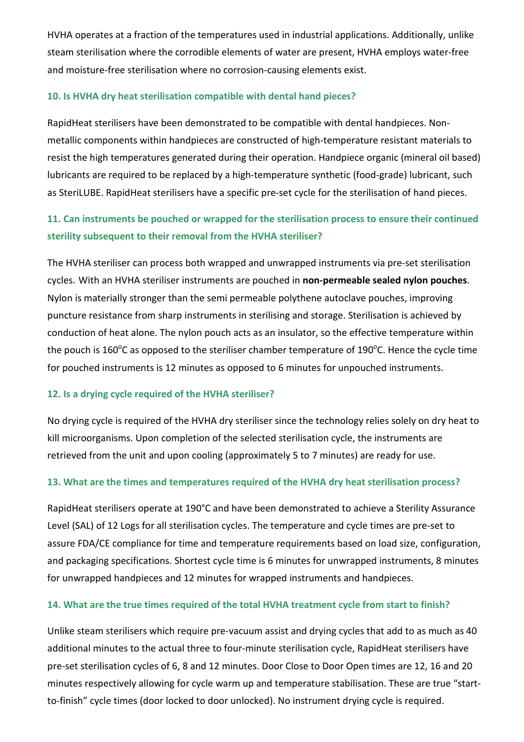HVHA operates at a fraction of the temperatures used in industrial applications. Additionally, unlike steam sterilisation where the corrodible elements of water are present, HVHA employs water-free and moisture-free sterilisation where no corrosion-causing elements exist.

### 10. Is HVHA dry heat sterilisation compatible with dental hand pieces?

RapidHeat sterilisers have been demonstrated to be compatible with dental handpieces. Non-metallic components within handpieces are constructed of high-temperature resistant materials to resist the high temperatures generated during their operation. Handpiece organic (mineral oil based) lubricants are required to be replaced by a high-temperature synthetic (food-grade) lubricant, such as SteriLUBE. RapidHeat sterilisers have a specific pre-set cycle for the sterilisation of hand pieces.

### 11. Can instruments be pouched or wrapped for the sterilisation process to ensure their continued sterility subsequent to their removal from the HVHA steriliser?

The HVHA steriliser can process both wrapped and unwrapped instruments via pre-set sterilisation cycles. With an HVHA steriliser instruments are pouched in **non-permeable sealed nylon pouches**. Nylon is materially stronger than the semi permeable polythene autoclave pouches, improving puncture resistance from sharp instruments in sterilising and storage. Sterilisation is achieved by conduction of heat alone. The nylon pouch acts as an insulator, so the effective temperature within the pouch is 160°C as opposed to the steriliser chamber temperature of 190°C. Hence the cycle time for pouched instruments is 12 minutes as opposed to 6 minutes for unpouched instruments.

### 12. Is a drying cycle required of the HVHA steriliser?

No drying cycle is required of the HVHA dry steriliser since the technology relies solely on dry heat to kill microorganisms. Upon completion of the selected sterilisation cycle, the instruments are retrieved from the unit and upon cooling (approximately 5 to 7 minutes) are ready for use.

### 13. What are the times and temperatures required of the HVHA dry heat sterilisation process?

RapidHeat sterilisers operate at 190°C and have been demonstrated to achieve a Sterility Assurance Level (SAL) of 12 Logs for all sterilisation cycles. The temperature and cycle times are pre-set to assure FDA/CE compliance for time and temperature requirements based on load size, configuration, and packaging specifications. Shortest cycle time is 6 minutes for unwrapped instruments, 8 minutes for unwrapped handpieces and 12 minutes for wrapped instruments and handpieces.

### 14. What are the true times required of the total HVHA treatment cycle from start to finish?

Unlike steam sterilisers which require pre-vacuum assist and drying cycles that add to as much as 40 additional minutes to the actual three to four-minute sterilisation cycle, RapidHeat sterilisers have pre-set sterilisation cycles of 6, 8 and 12 minutes. Door Close to Door Open times are 12, 16 and 20 minutes respectively allowing for cycle warm up and temperature stabilisation. These are true "start-to-finish" cycle times (door locked to door unlocked). No instrument drying cycle is required.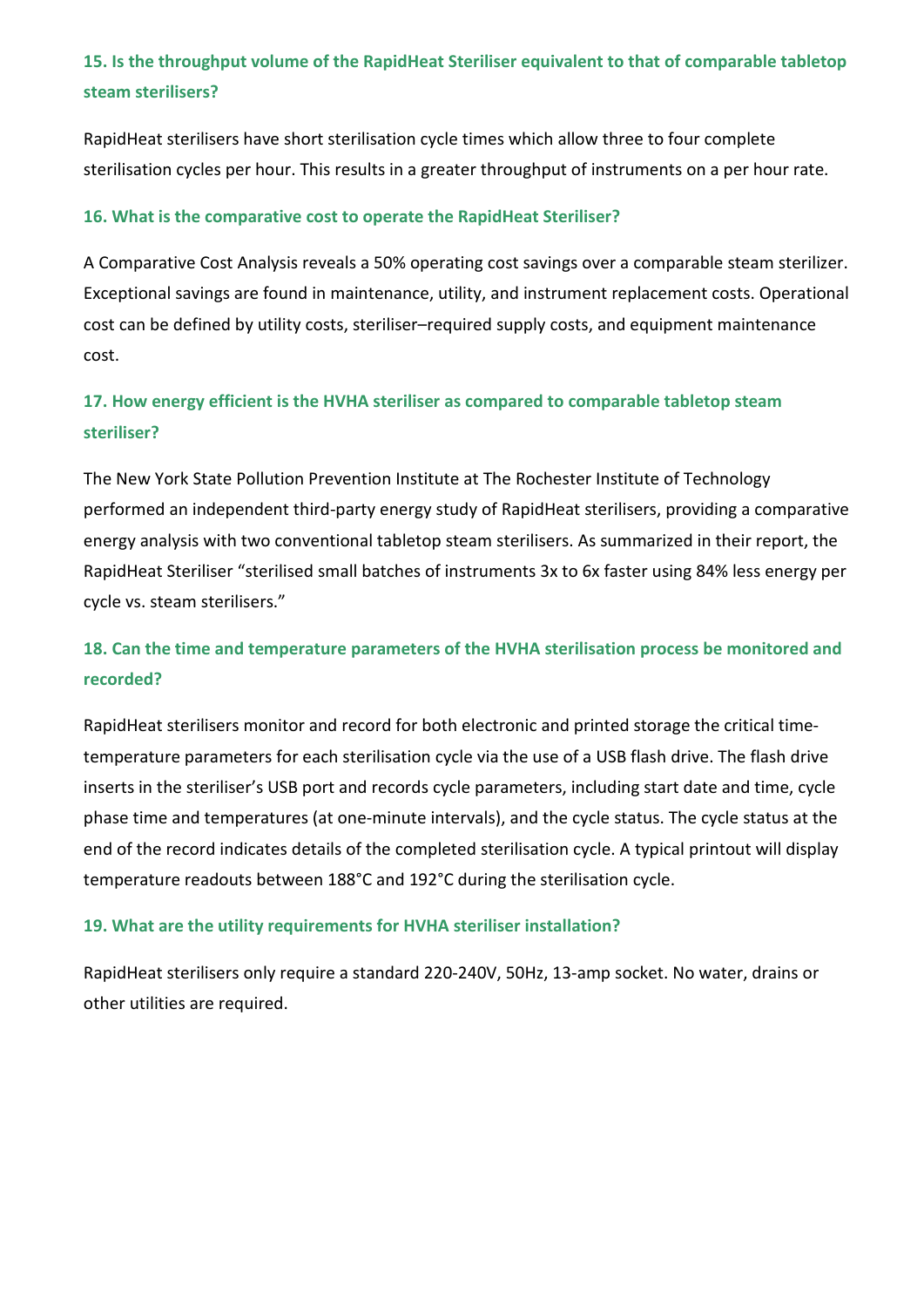### 15. Is the throughput volume of the RapidHeat Steriliser equivalent to that of comparable tabletop steam sterilisers?

RapidHeat sterilisers have short sterilisation cycle times which allow three to four complete sterilisation cycles per hour. This results in a greater throughput of instruments on a per hour rate.

### 16. What is the comparative cost to operate the RapidHeat Steriliser?

A Comparative Cost Analysis reveals a 50% operating cost savings over a comparable steam sterilizer. Exceptional savings are found in maintenance, utility, and instrument replacement costs. Operational cost can be defined by utility costs, steriliser–required supply costs, and equipment maintenance cost.

### 17. How energy efficient is the HVHA steriliser as compared to comparable tabletop steam steriliser?

The New York State Pollution Prevention Institute at The Rochester Institute of Technology performed an independent third-party energy study of RapidHeat sterilisers, providing a comparative energy analysis with two conventional tabletop steam sterilisers. As summarized in their report, the RapidHeat Steriliser "sterilised small batches of instruments 3x to 6x faster using 84% less energy per cycle vs. steam sterilisers."

### 18. Can the time and temperature parameters of the HVHA sterilisation process be monitored and recorded?

RapidHeat sterilisers monitor and record for both electronic and printed storage the critical time-temperature parameters for each sterilisation cycle via the use of a USB flash drive. The flash drive inserts in the steriliser's USB port and records cycle parameters, including start date and time, cycle phase time and temperatures (at one-minute intervals), and the cycle status. The cycle status at the end of the record indicates details of the completed sterilisation cycle. A typical printout will display temperature readouts between 188°C and 192°C during the sterilisation cycle.

### 19. What are the utility requirements for HVHA steriliser installation?

RapidHeat sterilisers only require a standard 220-240V, 50Hz, 13-amp socket. No water, drains or other utilities are required.